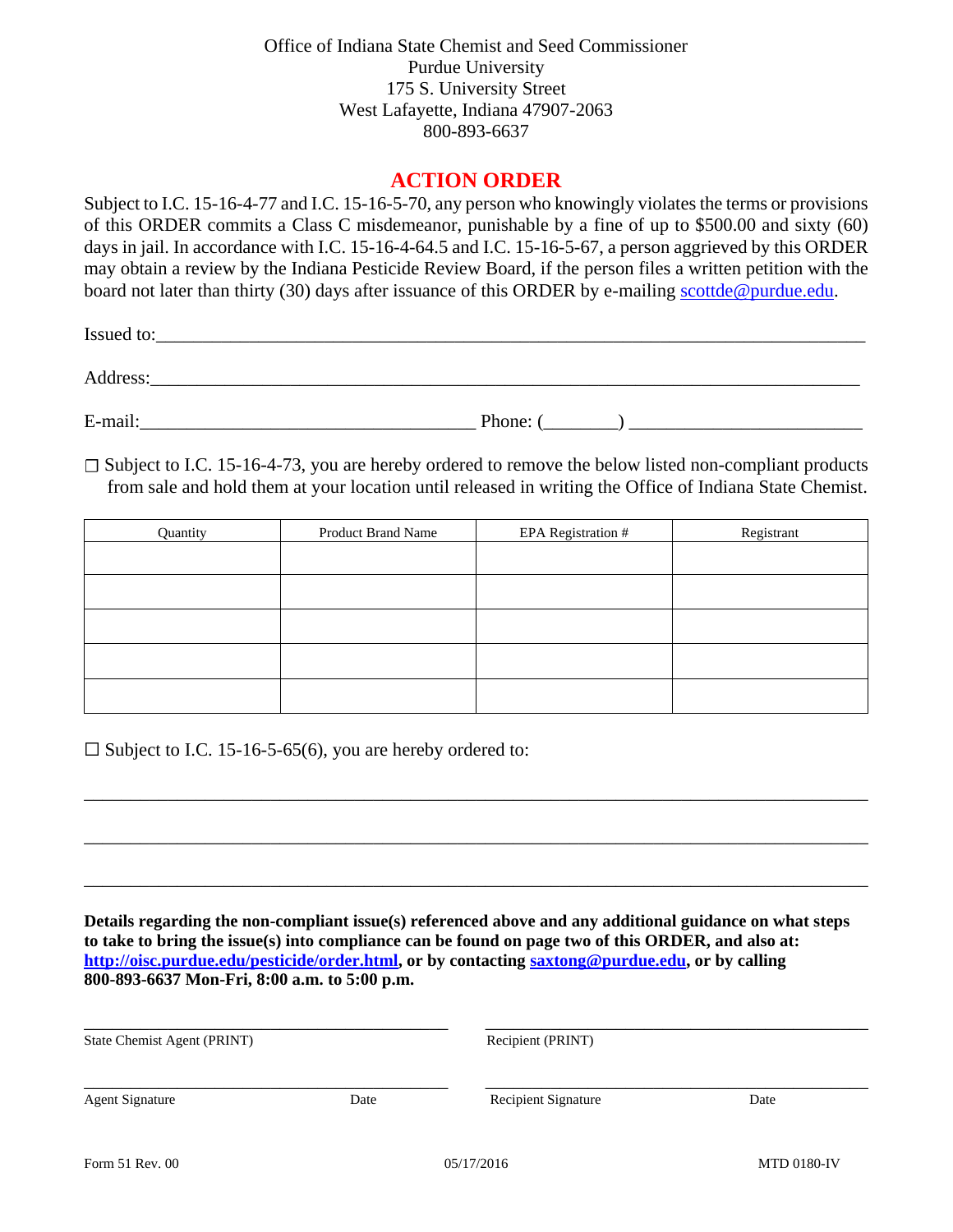Office of Indiana State Chemist and Seed Commissioner
Purdue University
175 S. University Street
West Lafayette, Indiana 47907-2063
800-893-6637

# ACTION ORDER

Subject to I.C. 15-16-4-77 and I.C. 15-16-5-70, any person who knowingly violates the terms or provisions of this ORDER commits a Class C misdemeanor, punishable by a fine of up to $500.00 and sixty (60) days in jail. In accordance with I.C. 15-16-4-64.5 and I.C. 15-16-5-67, a person aggrieved by this ORDER may obtain a review by the Indiana Pesticide Review Board, if the person files a written petition with the board not later than thirty (30) days after issuance of this ORDER by e-mailing scottde@purdue.edu.

Issued to:________________________________________________________________________________

Address:_________________________________________________________________________________

E-mail:_____________________________________ Phone: (________) _________________________

☐ Subject to I.C. 15-16-4-73, you are hereby ordered to remove the below listed non-compliant products from sale and hold them at your location until released in writing the Office of Indiana State Chemist.

| Quantity | Product Brand Name | EPA Registration # | Registrant |
|---|---|---|---|
| | | | |
| | | | |
| | | | |
| | | | |
| | | | |

☐ Subject to I.C. 15-16-5-65(6), you are hereby ordered to:

_____________________________________________________________________________________

_____________________________________________________________________________________

_____________________________________________________________________________________

**Details regarding the non-compliant issue(s) referenced above and any additional guidance on what steps to take to bring the issue(s) into compliance can be found on page two of this ORDER, and also at: http://oisc.purdue.edu/pesticide/order.html, or by contacting saxtong@purdue.edu, or by calling 800-893-6637 Mon-Fri, 8:00 a.m. to 5:00 p.m.**

_______________________________________ _______________________________________
State Chemist Agent (PRINT) Recipient (PRINT)

_______________________________________ _______________________________________
Agent Signature Date Recipient Signature Date

Form 51 Rev. 00 05/17/2016 MTD 0180-IV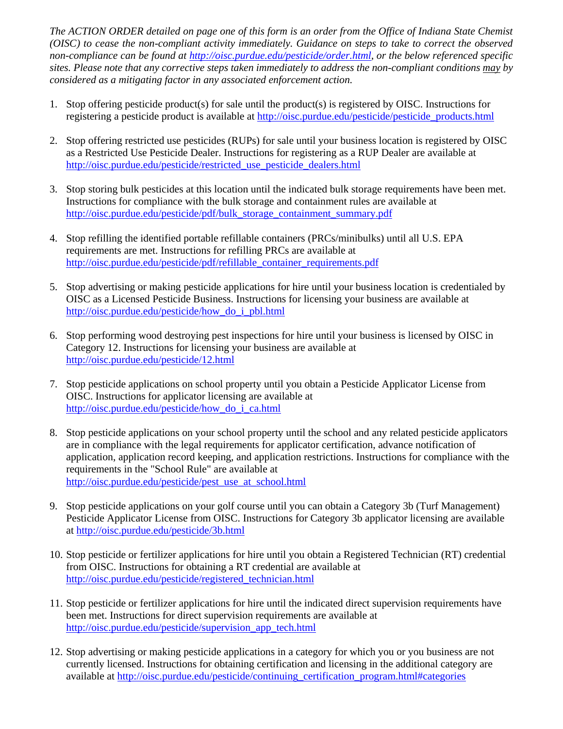*The ACTION ORDER detailed on page one of this form is an order from the Office of Indiana State Chemist (OISC) to cease the non-compliant activity immediately. Guidance on steps to take to correct the observed non-compliance can be found at http://oisc.purdue.edu/pesticide/order.html, or the below referenced specific sites. Please note that any corrective steps taken immediately to address the non-compliant conditions may by considered as a mitigating factor in any associated enforcement action.*

1. Stop offering pesticide product(s) for sale until the product(s) is registered by OISC. Instructions for registering a pesticide product is available at http://oisc.purdue.edu/pesticide/pesticide_products.html

2. Stop offering restricted use pesticides (RUPs) for sale until your business location is registered by OISC as a Restricted Use Pesticide Dealer. Instructions for registering as a RUP Dealer are available at http://oisc.purdue.edu/pesticide/restricted_use_pesticide_dealers.html

3. Stop storing bulk pesticides at this location until the indicated bulk storage requirements have been met. Instructions for compliance with the bulk storage and containment rules are available at http://oisc.purdue.edu/pesticide/pdf/bulk_storage_containment_summary.pdf

4. Stop refilling the identified portable refillable containers (PRCs/minibulks) until all U.S. EPA requirements are met. Instructions for refilling PRCs are available at http://oisc.purdue.edu/pesticide/pdf/refillable_container_requirements.pdf

5. Stop advertising or making pesticide applications for hire until your business location is credentialed by OISC as a Licensed Pesticide Business. Instructions for licensing your business are available at http://oisc.purdue.edu/pesticide/how_do_i_pbl.html

6. Stop performing wood destroying pest inspections for hire until your business is licensed by OISC in Category 12. Instructions for licensing your business are available at http://oisc.purdue.edu/pesticide/12.html

7. Stop pesticide applications on school property until you obtain a Pesticide Applicator License from OISC. Instructions for applicator licensing are available at http://oisc.purdue.edu/pesticide/how_do_i_ca.html

8. Stop pesticide applications on your school property until the school and any related pesticide applicators are in compliance with the legal requirements for applicator certification, advance notification of application, application record keeping, and application restrictions. Instructions for compliance with the requirements in the "School Rule" are available at http://oisc.purdue.edu/pesticide/pest_use_at_school.html

9. Stop pesticide applications on your golf course until you can obtain a Category 3b (Turf Management) Pesticide Applicator License from OISC. Instructions for Category 3b applicator licensing are available at http://oisc.purdue.edu/pesticide/3b.html

10. Stop pesticide or fertilizer applications for hire until you obtain a Registered Technician (RT) credential from OISC. Instructions for obtaining a RT credential are available at http://oisc.purdue.edu/pesticide/registered_technician.html

11. Stop pesticide or fertilizer applications for hire until the indicated direct supervision requirements have been met. Instructions for direct supervision requirements are available at http://oisc.purdue.edu/pesticide/supervision_app_tech.html

12. Stop advertising or making pesticide applications in a category for which you or you business are not currently licensed. Instructions for obtaining certification and licensing in the additional category are available at http://oisc.purdue.edu/pesticide/continuing_certification_program.html#categories